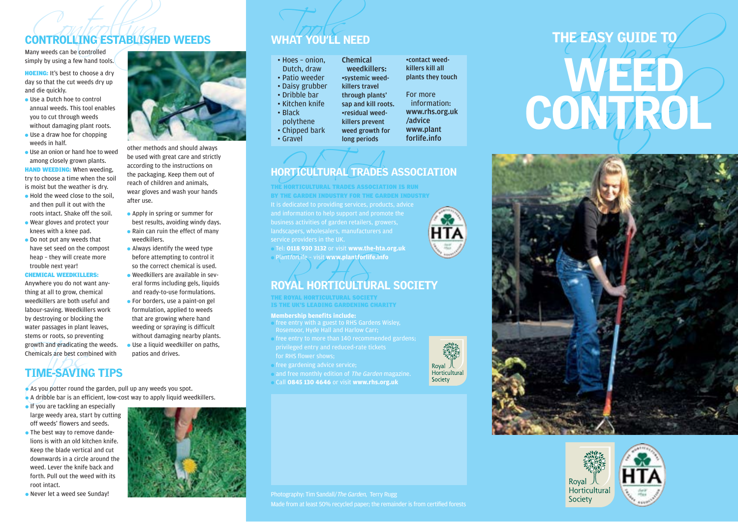## CONTROLLING ESTABLISHED WEEDS

Many weeds can be controlled simply by using a few hand tools.

**HOEING:** It's best to choose a dry day so that the cut weeds dry up and die quickly.

- Use a Dutch hoe to control annual weeds. This tool enables you to cut through weeds without damaging plant roots.
- Use a draw hoe for chopping weeds in half.
- Use an onion or hand hoe to weed among closely grown plants.

**HAND WEEDING:** When weeding, try to choose a time when the soil is moist but the weather is dry.

- Hold the weed close to the soil, and then pull it out with the roots intact. Shake off the soil.
- Wear gloves and protect your knees with a knee pad.
- Do not put any weeds that have set seed on the compost heap – they will create more trouble next year!

**CHEMICAL WEEDKILLERS:** Anywhere you do not want anything at all to grow, chemical weedkillers are both useful and labour-saving. Weedkillers work by destroying or blocking the water passages in plant leaves, stems or roots, so preventing growth and eradicating the weeds. Chemicals are best combined with other methods and should always be used with great care and strictly according to the instructions on the packaging. Keep them out of reach of children and animals, wear gloves and wash your hands after use.

- Apply in spring or summer for best results, avoiding windy days.
- Rain can ruin the effect of many weedkillers.
- Always identify the weed type before attempting to control it so the correct chemical is used.
- Weedkillers are available in several forms including gels, liquids and ready-to-use formulations.
- For borders, use a paint-on gel formulation, applied to weeds that are growing where hand weeding or spraying is difficult without damaging nearby plants.
- Use a liquid weedkiller on paths, patios and drives.

## TIME-SAVING TIPS

- As you potter round the garden, pull up any weeds you spot.
- A dribble bar is an efficient, low-cost way to apply liquid weedkillers.
- If you are tackling an especially large weedy area, start by cutting off weeds' flowers and seeds.
- The best way to remove dandelions is with an old kitchen knife. Keep the blade vertical and cut downwards in a circle around the weed. Lever the knife back and forth. Pull out the weed with its root intact.
- Never let a weed see Sunday!

## WHAT YOU'LL NEED

- Hoes – onion, Dutch, draw
- Patio weeder
- Daisy grubber
- Dribble bar
- Kitchen knife
- Black polythene
- Chipped bark
- Gravel

**Chemical weedkillers:**

- systemic weedkillers travel through plants' sap and kill roots.
- residual weedkillers prevent weed growth for long periods
- contact weedkillers kill all plants they touch

For more information: **www.rhs.org.uk/advice** **www.plantforlife.info**

## HORTICULTURAL TRADES ASSOCIATION

**THE HORTICULTURAL TRADES ASSOCIATION IS RUN BY THE GARDEN INDUSTRY FOR THE GARDEN INDUSTRY**

It is dedicated to providing services, products, advice and information to help support and promote the business activities of garden retailers, growers, landscapers, wholesalers, manufacturers and service providers in the UK.

- Tel: **0118 930 3132** or visit **www.the-hta.org.uk**
- Plant*for*Life – visit **www.plantforlife.info**

## ROYAL HORTICULTURAL SOCIETY

**THE ROYAL HORTICULTURAL SOCIETY IS THE UK'S LEADING GARDENING CHARITY**

**Membership benefits include:**

- free entry with a guest to RHS Gardens Wisley, Rosemoor, Hyde Hall and Harlow Carr;
- free entry to more than 140 recommended gardens; privileged entry and reduced-rate tickets for RHS flower shows;
- free gardening advice service;
- and free monthly edition of *The Garden* magazine.
- Call **0845 130 4646** or visit **www.rhs.org.uk**

Photography: Tim Sandall/*The Garden*, Terry Rugg

Made from at least 50% recycled paper; the remainder is from certified forests

# THE EASY GUIDE TO WEED CONTROL

Royal Horticultural Society

HTA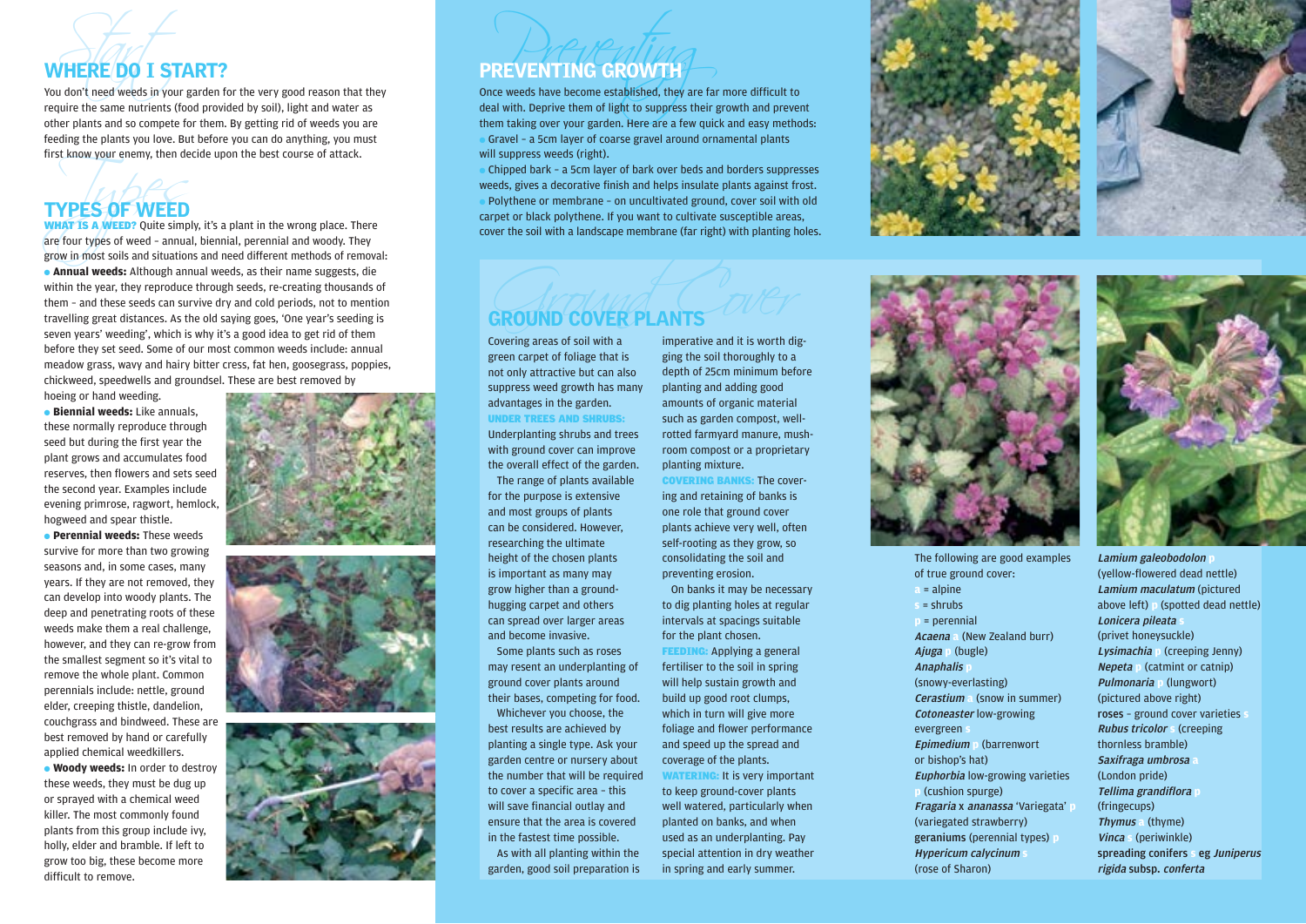## WHERE DO I START?

You don't need weeds in your garden for the very good reason that they require the same nutrients (food provided by soil), light and water as other plants and so compete for them. By getting rid of weeds you are feeding the plants you love. But before you can do anything, you must first know your enemy, then decide upon the best course of attack.

## TYPES OF WEED

**WHAT IS A WEED?** Quite simply, it's a plant in the wrong place. There are four types of weed – annual, biennial, perennial and woody. They grow in most soils and situations and need different methods of removal:

- **Annual weeds:** Although annual weeds, as their name suggests, die within the year, they reproduce through seeds, re-creating thousands of them – and these seeds can survive dry and cold periods, not to mention travelling great distances. As the old saying goes, 'One year's seeding is seven years' weeding', which is why it's a good idea to get rid of them before they set seed. Some of our most common weeds include: annual meadow grass, wavy and hairy bitter cress, fat hen, goosegrass, poppies, chickweed, speedwells and groundsel. These are best removed by hoeing or hand weeding.
- **Biennial weeds:** Like annuals, these normally reproduce through seed but during the first year the plant grows and accumulates food reserves, then flowers and sets seed the second year. Examples include evening primrose, ragwort, hemlock, hogweed and spear thistle.
- **Perennial weeds:** These weeds survive for more than two growing seasons and, in some cases, many years. If they are not removed, they can develop into woody plants. The deep and penetrating roots of these weeds make them a real challenge, however, and they can re-grow from the smallest segment so it's vital to remove the whole plant. Common perennials include: nettle, ground elder, creeping thistle, dandelion, couchgrass and bindweed. These are best removed by hand or carefully applied chemical weedkillers.
- **Woody weeds:** In order to destroy these weeds, they must be dug up or sprayed with a chemical weed killer. The most commonly found plants from this group include ivy, holly, elder and bramble. If left to grow too big, these become more difficult to remove.

## PREVENTING GROWTH

Once weeds have become established, they are far more difficult to deal with. Deprive them of light to suppress their growth and prevent them taking over your garden. Here are a few quick and easy methods:

- Gravel – a 5cm layer of coarse gravel around ornamental plants will suppress weeds (right).
- Chipped bark – a 5cm layer of bark over beds and borders suppresses weeds, gives a decorative finish and helps insulate plants against frost.
- Polythene or membrane – on uncultivated ground, cover soil with old carpet or black polythene. If you want to cultivate susceptible areas, cover the soil with a landscape membrane (far right) with planting holes.

## GROUND COVER PLANTS

Covering areas of soil with a green carpet of foliage that is not only attractive but can also suppress weed growth has many advantages in the garden.

**UNDER TREES AND SHRUBS:** Underplanting shrubs and trees with ground cover can improve the overall effect of the garden.

The range of plants available for the purpose is extensive and most groups of plants can be considered. However, researching the ultimate height of the chosen plants is important as many may grow higher than a ground-hugging carpet and others can spread over larger areas and become invasive.

Some plants such as roses may resent an underplanting of ground cover plants around their bases, competing for food.

Whichever you choose, the best results are achieved by planting a single type. Ask your garden centre or nursery about the number that will be required to cover a specific area – this will save financial outlay and ensure that the area is covered in the fastest time possible.

As with all planting within the garden, good soil preparation is imperative and it is worth digging the soil thoroughly to a depth of 25cm minimum before planting and adding good amounts of organic material such as garden compost, well-rotted farmyard manure, mushroom compost or a proprietary planting mixture.

**COVERING BANKS:** The covering and retaining of banks is one role that ground cover plants achieve very well, often self-rooting as they grow, so consolidating the soil and preventing erosion.

On banks it may be necessary to dig planting holes at regular intervals at spacings suitable for the plant chosen.

**FEEDING:** Applying a general fertiliser to the soil in spring will help sustain growth and build up good root clumps, which in turn will give more foliage and flower performance and speed up the spread and coverage of the plants.

**WATERING:** It is very important to keep ground-cover plants well watered, particularly when planted on banks, and when used as an underplanting. Pay special attention in dry weather in spring and early summer.

The following are good examples of true ground cover:

a = alpine
s = shrubs
p = perennial

***Acaena*** a (New Zealand burr)
***Ajuga*** p (bugle)
***Anaphalis*** p (snowy-everlasting)
***Cerastium*** a (snow in summer)
***Cotoneaster*** low-growing evergreen s
***Epimedium*** p (barrenwort or bishop's hat)
***Euphorbia*** low-growing varieties p (cushion spurge)
***Fragaria x ananassa*** 'Variegata' p (variegated strawberry)
**geraniums** (perennial types) p
***Hypericum calycinum*** s (rose of Sharon)
***Lamium galeobodolon*** p (yellow-flowered dead nettle)
***Lamium maculatum*** (pictured above left) p (spotted dead nettle)
***Lonicera pileata*** s (privet honeysuckle)
***Lysimachia*** p (creeping Jenny)
***Nepeta*** p (catmint or catnip)
***Pulmonaria*** p (lungwort) (pictured above right)
**roses** – ground cover varieties s
***Rubus tricolor*** s (creeping thornless bramble)
***Saxifraga umbrosa*** a (London pride)
***Tellima grandiflora*** p (fringecups)
***Thymus*** s (thyme)
***Vinca*** s (periwinkle)
**spreading conifers** s **eg *Juniperus rigida* subsp. *conferta***